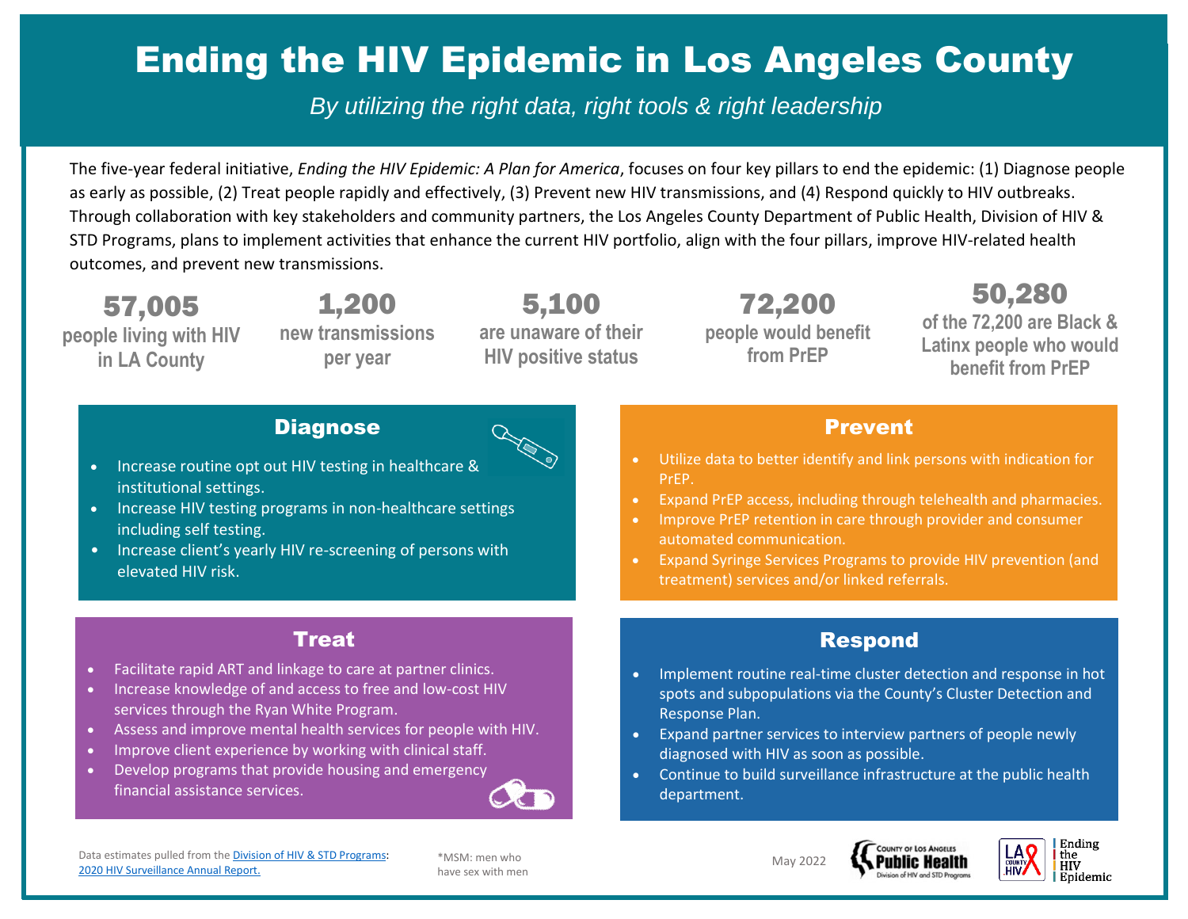# Ending the HIV Epidemic in Los Angeles County

*By utilizing the right data, right tools & right leadership*

The five-year federal initiative, *Ending the HIV Epidemic: A Plan for America*, focuses on four key pillars to end the epidemic: (1) Diagnose people as early as possible, (2) Treat people rapidly and effectively, (3) Prevent new HIV transmissions, and (4) Respond quickly to HIV outbreaks. Through collaboration with key stakeholders and community partners, the Los Angeles County Department of Public Health, Division of HIV & STD Programs, plans to implement activities that enhance the current HIV portfolio, align with the four pillars, improve HIV-related health outcomes, and prevent new transmissions.

**57,005** people living with HIV in LA County

**1,200** new transmissions per year

**5,100** are unaware of their HIV positive status

**72,200** people would benefit from PrEP

**50,280** of the 72,200 are Black & Latinx people who would benefit from PrEP

## Diagnose

- Increase routine opt out HIV testing in healthcare & institutional settings.
- Increase HIV testing programs in non-healthcare settings including self testing.
- Increase client's yearly HIV re-screening of persons with elevated HIV risk.

## Prevent

- Utilize data to better identify and link persons with indication for PrEP.
- Expand PrEP access, including through telehealth and pharmacies.
- Improve PrEP retention in care through provider and consumer automated communication.
- Expand Syringe Services Programs to provide HIV prevention (and treatment) services and/or linked referrals.

## Treat

- Facilitate rapid ART and linkage to care at partner clinics.
- Increase knowledge of and access to free and low-cost HIV services through the Ryan White Program.
- Assess and improve mental health services for people with HIV.
- Improve client experience by working with clinical staff.
- Develop programs that provide housing and emergency financial assistance services.

## Respond

- Implement routine real-time cluster detection and response in hot spots and subpopulations via the County's Cluster Detection and Response Plan.
- Expand partner services to interview partners of people newly diagnosed with HIV as soon as possible.
- Continue to build surveillance infrastructure at the public health department.

Data estimates pulled from the Division of HIV & STD Programs: 2020 HIV Surveillance Annual Report.

*MSM: men who have sex with men

May 2022

County of Los Angeles Public Health, Division of HIV and STD Programs

LA County HIV — Ending the HIV Epidemic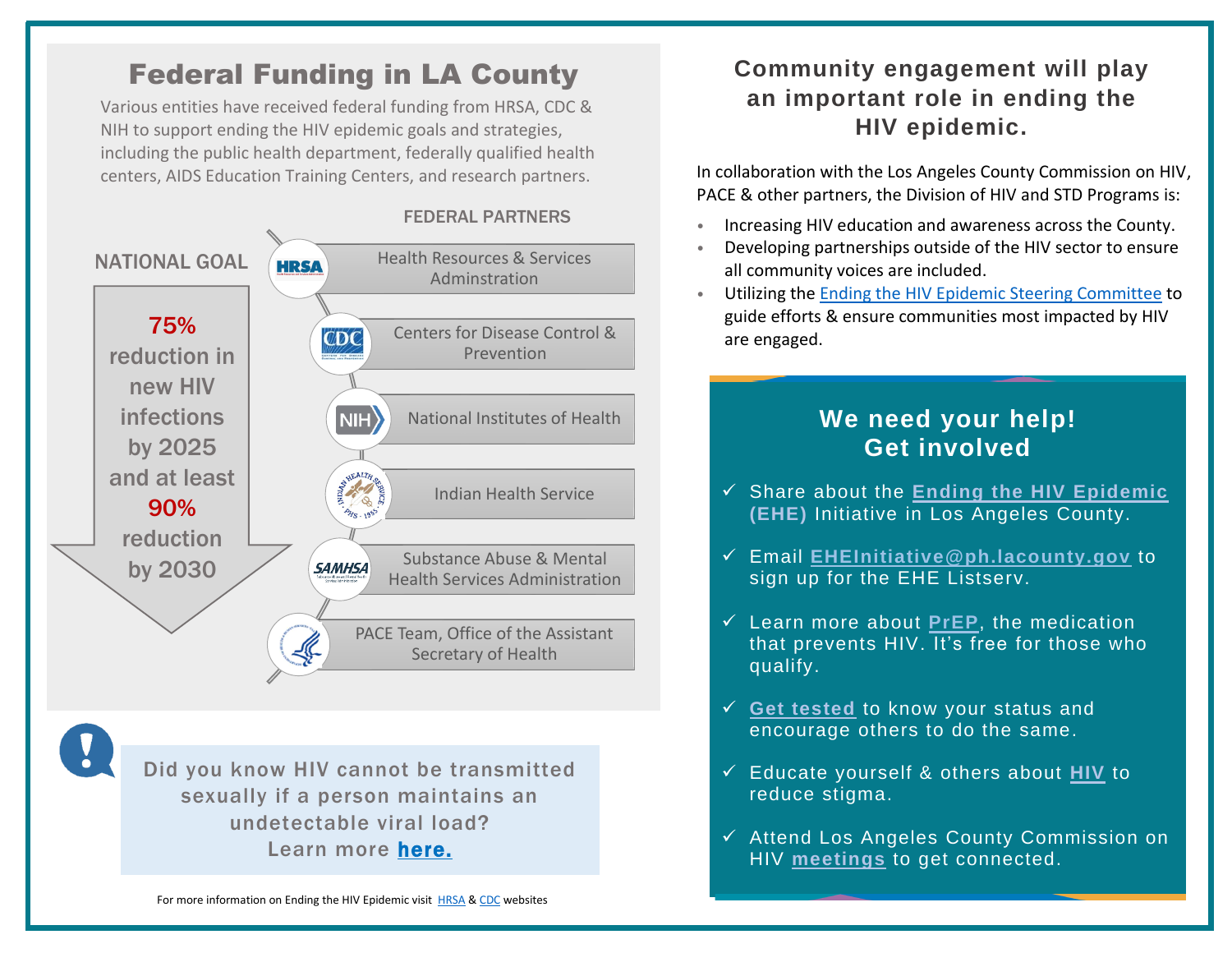## Federal Funding in LA County

Various entities have received federal funding from HRSA, CDC & NIH to support ending the HIV epidemic goals and strategies, including the public health department, federally qualified health centers, AIDS Education Training Centers, and research partners.

**NATIONAL GOAL**

**75%** reduction in new HIV infections by 2025 and at least **90%** reduction by 2030

**FEDERAL PARTNERS**

- Health Resources & Services Adminstration
- Centers for Disease Control & Prevention
- National Institutes of Health
- Indian Health Service
- Substance Abuse & Mental Health Services Administration
- PACE Team, Office of the Assistant Secretary of Health

**Did you know HIV cannot be transmitted sexually if a person maintains an undetectable viral load? Learn more here.**

For more information on Ending the HIV Epidemic visit HRSA & CDC websites

## Community engagement will play an important role in ending the HIV epidemic.

In collaboration with the Los Angeles County Commission on HIV, PACE & other partners, the Division of HIV and STD Programs is:

- Increasing HIV education and awareness across the County.
- Developing partnerships outside of the HIV sector to ensure all community voices are included.
- Utilizing the Ending the HIV Epidemic Steering Committee to guide efforts & ensure communities most impacted by HIV are engaged.

### We need your help! Get involved

- ✓ Share about the **Ending the HIV Epidemic (EHE)** Initiative in Los Angeles County.
- ✓ Email **EHEInitiative@ph.lacounty.gov** to sign up for the EHE Listserv.
- ✓ Learn more about **PrEP**, the medication that prevents HIV. It's free for those who qualify.
- ✓ **Get tested** to know your status and encourage others to do the same.
- ✓ Educate yourself & others about **HIV** to reduce stigma.
- ✓ Attend Los Angeles County Commission on HIV **meetings** to get connected.